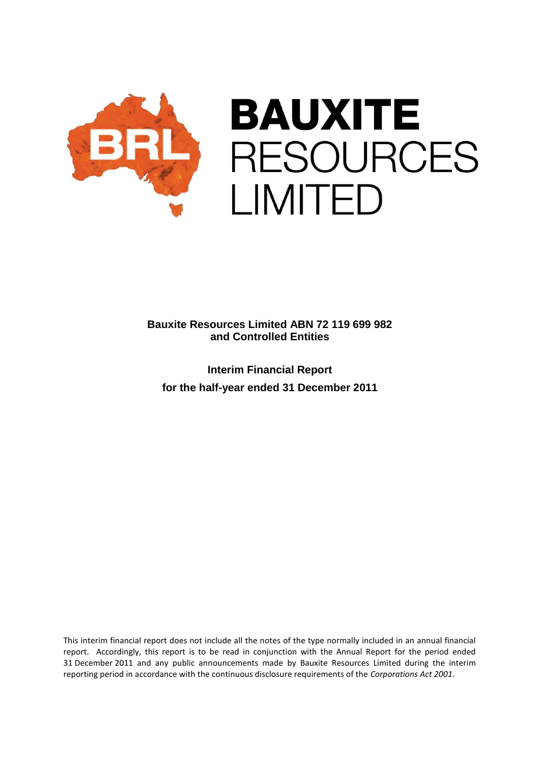# BAUXITE RESOURCES LIMITED

**Bauxite Resources Limited ABN 72 119 699 982 and Controlled Entities**

**Interim Financial Report**
**for the half-year ended 31 December 2011**

This interim financial report does not include all the notes of the type normally included in an annual financial report. Accordingly, this report is to be read in conjunction with the Annual Report for the period ended 31 December 2011 and any public announcements made by Bauxite Resources Limited during the interim reporting period in accordance with the continuous disclosure requirements of the *Corporations Act 2001*.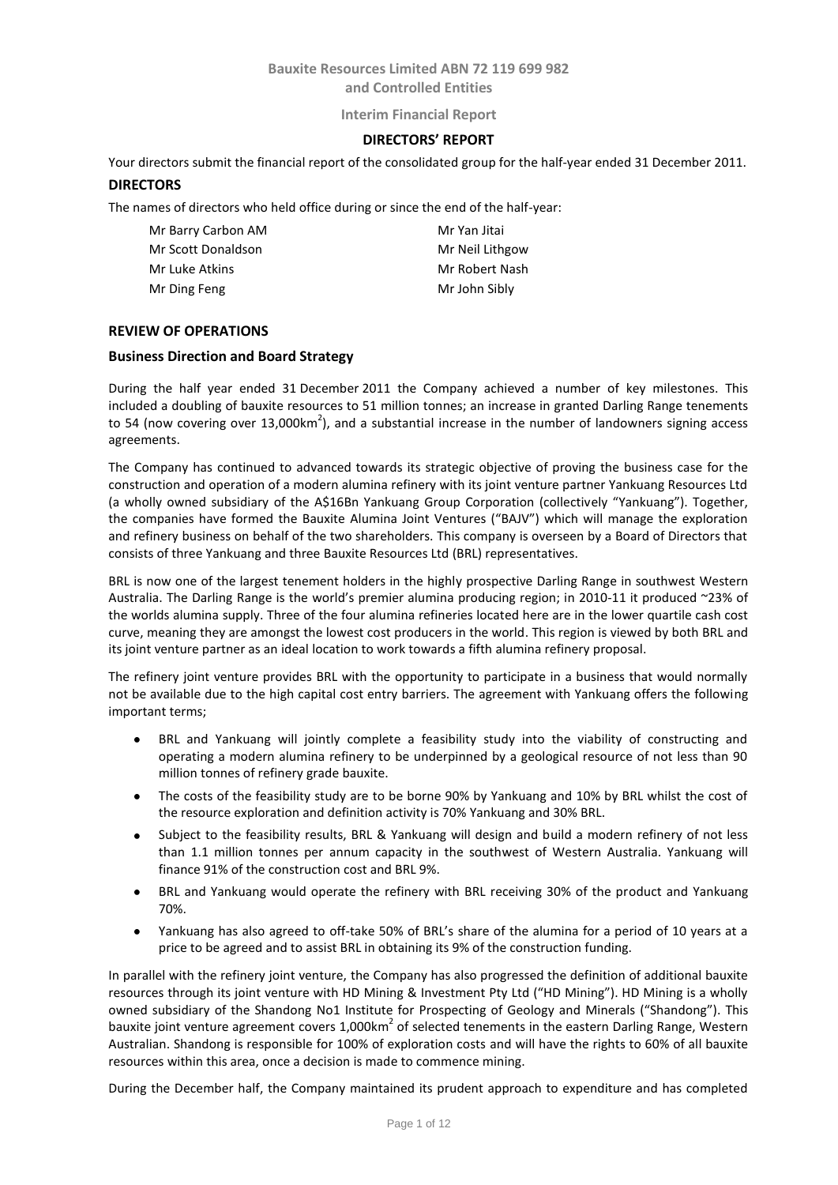**Bauxite Resources Limited ABN 72 119 699 982**
**and Controlled Entities**

**Interim Financial Report**

## DIRECTORS' REPORT

Your directors submit the financial report of the consolidated group for the half-year ended 31 December 2011.

### DIRECTORS

The names of directors who held office during or since the end of the half-year:

| | |
|---|---|
| Mr Barry Carbon AM | Mr Yan Jitai |
| Mr Scott Donaldson | Mr Neil Lithgow |
| Mr Luke Atkins | Mr Robert Nash |
| Mr Ding Feng | Mr John Sibly |

### REVIEW OF OPERATIONS

### Business Direction and Board Strategy

During the half year ended 31 December 2011 the Company achieved a number of key milestones. This included a doubling of bauxite resources to 51 million tonnes; an increase in granted Darling Range tenements to 54 (now covering over 13,000km$^2$), and a substantial increase in the number of landowners signing access agreements.

The Company has continued to advanced towards its strategic objective of proving the business case for the construction and operation of a modern alumina refinery with its joint venture partner Yankuang Resources Ltd (a wholly owned subsidiary of the A$16Bn Yankuang Group Corporation (collectively "Yankuang"). Together, the companies have formed the Bauxite Alumina Joint Ventures ("BAJV") which will manage the exploration and refinery business on behalf of the two shareholders. This company is overseen by a Board of Directors that consists of three Yankuang and three Bauxite Resources Ltd (BRL) representatives.

BRL is now one of the largest tenement holders in the highly prospective Darling Range in southwest Western Australia. The Darling Range is the world's premier alumina producing region; in 2010-11 it produced ~23% of the worlds alumina supply. Three of the four alumina refineries located here are in the lower quartile cash cost curve, meaning they are amongst the lowest cost producers in the world. This region is viewed by both BRL and its joint venture partner as an ideal location to work towards a fifth alumina refinery proposal.

The refinery joint venture provides BRL with the opportunity to participate in a business that would normally not be available due to the high capital cost entry barriers. The agreement with Yankuang offers the following important terms;

- BRL and Yankuang will jointly complete a feasibility study into the viability of constructing and operating a modern alumina refinery to be underpinned by a geological resource of not less than 90 million tonnes of refinery grade bauxite.
- The costs of the feasibility study are to be borne 90% by Yankuang and 10% by BRL whilst the cost of the resource exploration and definition activity is 70% Yankuang and 30% BRL.
- Subject to the feasibility results, BRL & Yankuang will design and build a modern refinery of not less than 1.1 million tonnes per annum capacity in the southwest of Western Australia. Yankuang will finance 91% of the construction cost and BRL 9%.
- BRL and Yankuang would operate the refinery with BRL receiving 30% of the product and Yankuang 70%.
- Yankuang has also agreed to off-take 50% of BRL's share of the alumina for a period of 10 years at a price to be agreed and to assist BRL in obtaining its 9% of the construction funding.

In parallel with the refinery joint venture, the Company has also progressed the definition of additional bauxite resources through its joint venture with HD Mining & Investment Pty Ltd ("HD Mining"). HD Mining is a wholly owned subsidiary of the Shandong No1 Institute for Prospecting of Geology and Minerals ("Shandong"). This bauxite joint venture agreement covers 1,000km$^2$ of selected tenements in the eastern Darling Range, Western Australian. Shandong is responsible for 100% of exploration costs and will have the rights to 60% of all bauxite resources within this area, once a decision is made to commence mining.

During the December half, the Company maintained its prudent approach to expenditure and has completed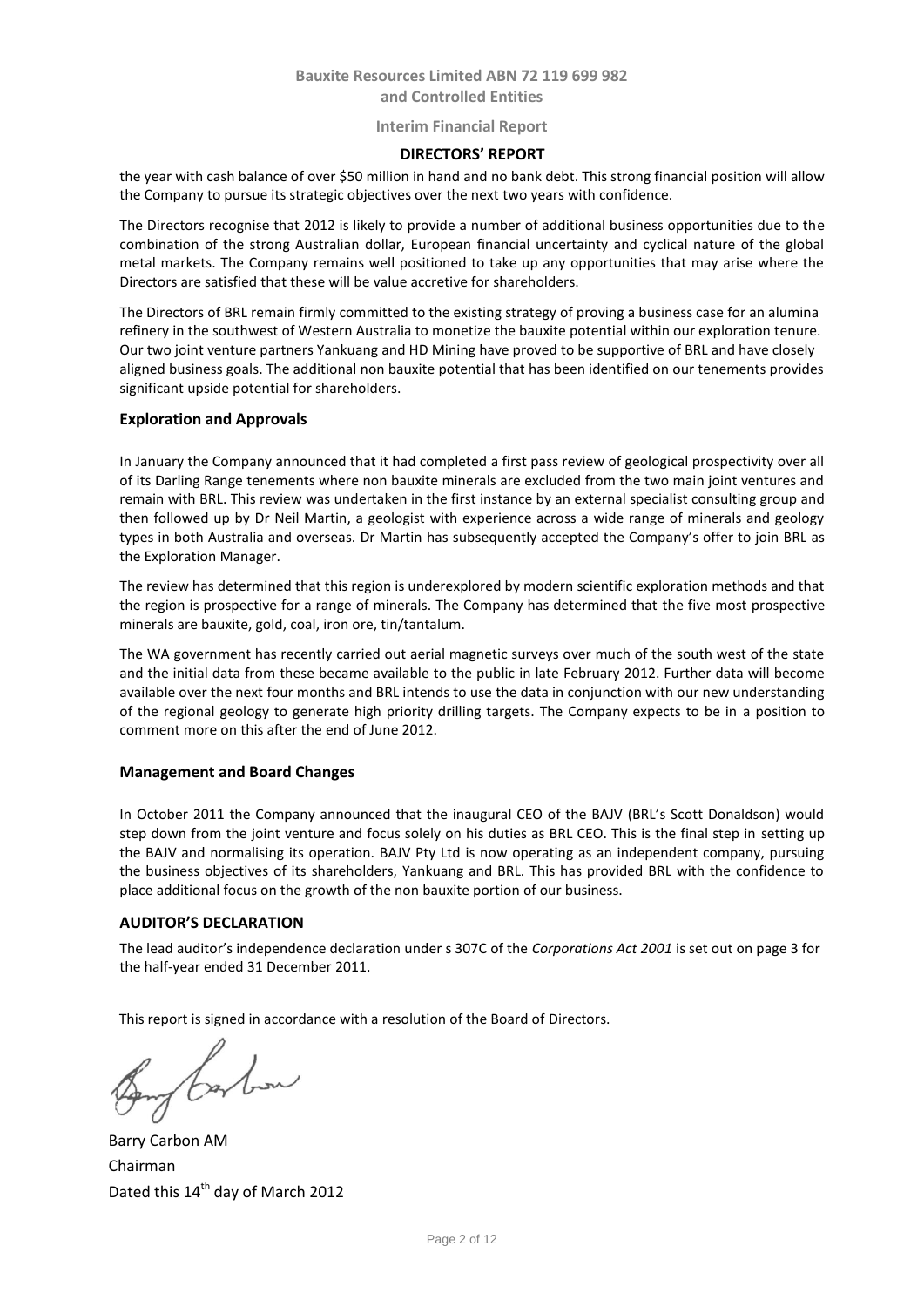the year with cash balance of over $50 million in hand and no bank debt. This strong financial position will allow the Company to pursue its strategic objectives over the next two years with confidence.

The Directors recognise that 2012 is likely to provide a number of additional business opportunities due to the combination of the strong Australian dollar, European financial uncertainty and cyclical nature of the global metal markets. The Company remains well positioned to take up any opportunities that may arise where the Directors are satisfied that these will be value accretive for shareholders.

The Directors of BRL remain firmly committed to the existing strategy of proving a business case for an alumina refinery in the southwest of Western Australia to monetize the bauxite potential within our exploration tenure. Our two joint venture partners Yankuang and HD Mining have proved to be supportive of BRL and have closely aligned business goals. The additional non bauxite potential that has been identified on our tenements provides significant upside potential for shareholders.

### Exploration and Approvals

In January the Company announced that it had completed a first pass review of geological prospectivity over all of its Darling Range tenements where non bauxite minerals are excluded from the two main joint ventures and remain with BRL. This review was undertaken in the first instance by an external specialist consulting group and then followed up by Dr Neil Martin, a geologist with experience across a wide range of minerals and geology types in both Australia and overseas. Dr Martin has subsequently accepted the Company's offer to join BRL as the Exploration Manager.

The review has determined that this region is underexplored by modern scientific exploration methods and that the region is prospective for a range of minerals. The Company has determined that the five most prospective minerals are bauxite, gold, coal, iron ore, tin/tantalum.

The WA government has recently carried out aerial magnetic surveys over much of the south west of the state and the initial data from these became available to the public in late February 2012. Further data will become available over the next four months and BRL intends to use the data in conjunction with our new understanding of the regional geology to generate high priority drilling targets. The Company expects to be in a position to comment more on this after the end of June 2012.

### Management and Board Changes

In October 2011 the Company announced that the inaugural CEO of the BAJV (BRL's Scott Donaldson) would step down from the joint venture and focus solely on his duties as BRL CEO. This is the final step in setting up the BAJV and normalising its operation. BAJV Pty Ltd is now operating as an independent company, pursuing the business objectives of its shareholders, Yankuang and BRL. This has provided BRL with the confidence to place additional focus on the growth of the non bauxite portion of our business.

## AUDITOR'S DECLARATION

The lead auditor's independence declaration under s 307C of the *Corporations Act 2001* is set out on page 3 for the half-year ended 31 December 2011.

This report is signed in accordance with a resolution of the Board of Directors.

Barry Carbon AM
Chairman
Dated this 14th day of March 2012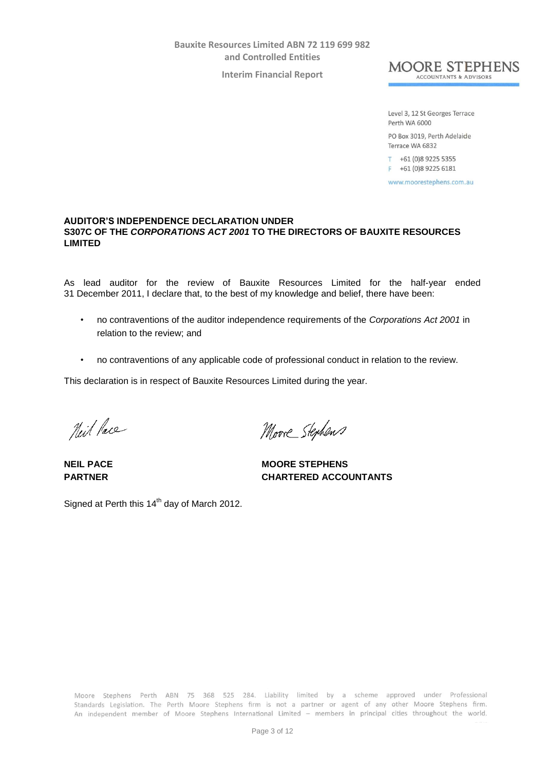Level 3, 12 St Georges Terrace
Perth WA 6000

PO Box 3019, Perth Adelaide
Terrace WA 6832

T +61 (0)8 9225 5355
F +61 (0)8 9225 6181

www.moorestephens.com.au

**AUDITOR'S INDEPENDENCE DECLARATION UNDER S307C OF THE *CORPORATIONS ACT 2001* TO THE DIRECTORS OF BAUXITE RESOURCES LIMITED**

As lead auditor for the review of Bauxite Resources Limited for the half-year ended 31 December 2011, I declare that, to the best of my knowledge and belief, there have been:

- no contraventions of the auditor independence requirements of the *Corporations Act 2001* in relation to the review; and
- no contraventions of any applicable code of professional conduct in relation to the review.

This declaration is in respect of Bauxite Resources Limited during the year.

| | |
|---|---|
| **NEIL PACE** | **MOORE STEPHENS** |
| **PARTNER** | **CHARTERED ACCOUNTANTS** |

Signed at Perth this 14th day of March 2012.

Moore Stephens Perth ABN 75 368 525 284. Liability limited by a scheme approved under Professional Standards Legislation. The Perth Moore Stephens firm is not a partner or agent of any other Moore Stephens firm. An independent member of Moore Stephens International Limited – members in principal cities throughout the world.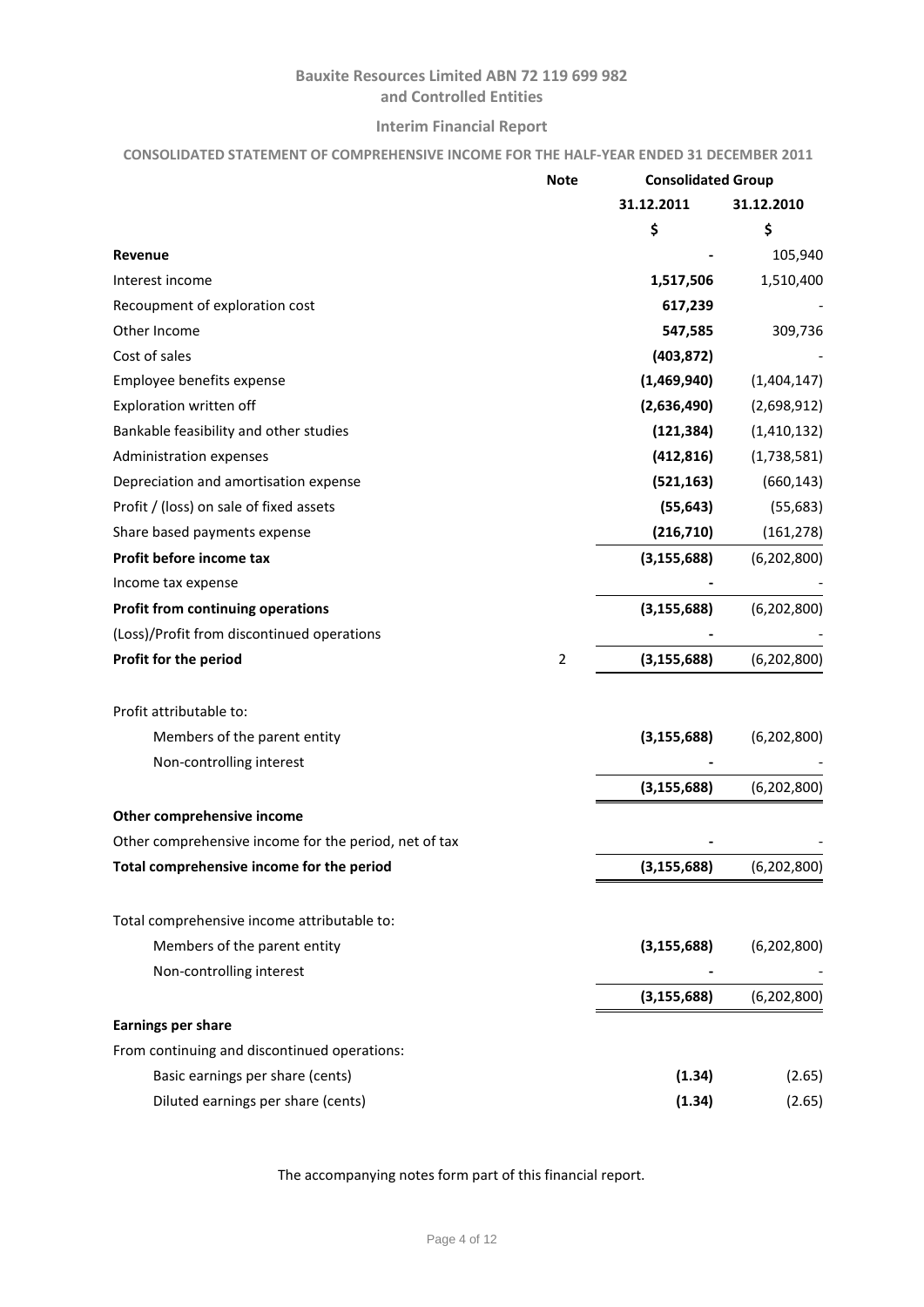**Bauxite Resources Limited ABN 72 119 699 982**
**and Controlled Entities**

**Interim Financial Report**

**CONSOLIDATED STATEMENT OF COMPREHENSIVE INCOME FOR THE HALF-YEAR ENDED 31 DECEMBER 2011**

| | Note | Consolidated Group | |
|---|---|---|---|
| | | 31.12.2011 | 31.12.2010 |
| | | $ | $ |
| **Revenue** | | - | 105,940 |
| Interest income | | **1,517,506** | 1,510,400 |
| Recoupment of exploration cost | | **617,239** | - |
| Other Income | | **547,585** | 309,736 |
| Cost of sales | | **(403,872)** | - |
| Employee benefits expense | | **(1,469,940)** | (1,404,147) |
| Exploration written off | | **(2,636,490)** | (2,698,912) |
| Bankable feasibility and other studies | | **(121,384)** | (1,410,132) |
| Administration expenses | | **(412,816)** | (1,738,581) |
| Depreciation and amortisation expense | | **(521,163)** | (660,143) |
| Profit / (loss) on sale of fixed assets | | **(55,643)** | (55,683) |
| Share based payments expense | | **(216,710)** | (161,278) |
| **Profit before income tax** | | **(3,155,688)** | (6,202,800) |
| Income tax expense | | **-** | - |
| **Profit from continuing operations** | | **(3,155,688)** | (6,202,800) |
| (Loss)/Profit from discontinued operations | | **-** | - |
| **Profit for the period** | 2 | **(3,155,688)** | (6,202,800) |
| | | | |
| Profit attributable to: | | | |
| Members of the parent entity | | **(3,155,688)** | (6,202,800) |
| Non-controlling interest | | **-** | - |
| | | **(3,155,688)** | (6,202,800) |
| **Other comprehensive income** | | | |
| Other comprehensive income for the period, net of tax | | **-** | - |
| **Total comprehensive income for the period** | | **(3,155,688)** | (6,202,800) |
| | | | |
| Total comprehensive income attributable to: | | | |
| Members of the parent entity | | **(3,155,688)** | (6,202,800) |
| Non-controlling interest | | **-** | - |
| | | **(3,155,688)** | (6,202,800) |
| **Earnings per share** | | | |
| From continuing and discontinued operations: | | | |
| Basic earnings per share (cents) | | **(1.34)** | (2.65) |
| Diluted earnings per share (cents) | | **(1.34)** | (2.65) |

The accompanying notes form part of this financial report.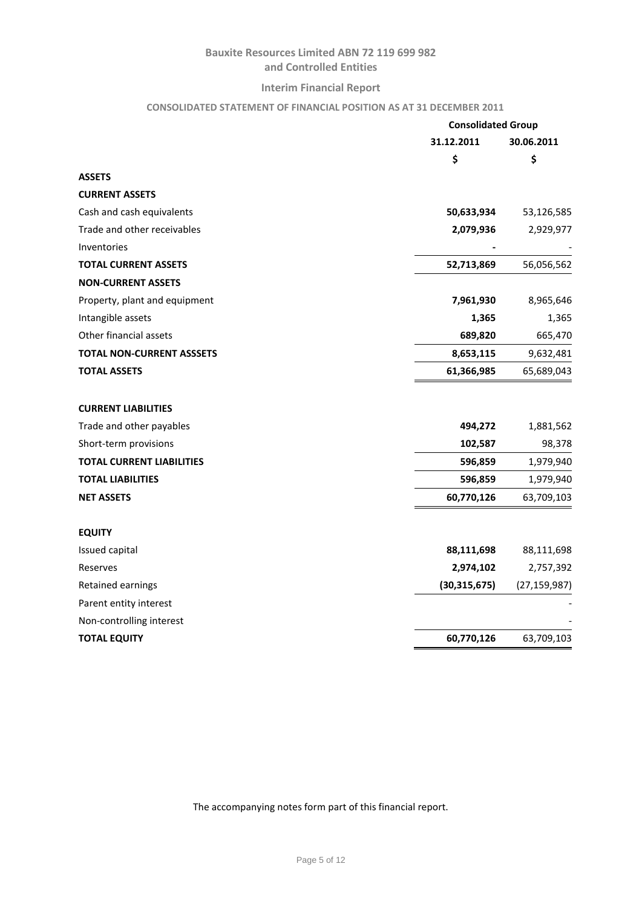# Bauxite Resources Limited ABN 72 119 699 982
## and Controlled Entities

### Interim Financial Report

#### CONSOLIDATED STATEMENT OF FINANCIAL POSITION AS AT 31 DECEMBER 2011

| | Consolidated Group | |
|---|---|---|
| | 31.12.2011 | 30.06.2011 |
| | $ | $ |
| **ASSETS** | | |
| **CURRENT ASSETS** | | |
| Cash and cash equivalents | **50,633,934** | 53,126,585 |
| Trade and other receivables | **2,079,936** | 2,929,977 |
| Inventories | **-** | - |
| **TOTAL CURRENT ASSETS** | **52,713,869** | 56,056,562 |
| **NON-CURRENT ASSETS** | | |
| Property, plant and equipment | **7,961,930** | 8,965,646 |
| Intangible assets | **1,365** | 1,365 |
| Other financial assets | **689,820** | 665,470 |
| **TOTAL NON-CURRENT ASSSETS** | **8,653,115** | 9,632,481 |
| **TOTAL ASSETS** | **61,366,985** | 65,689,043 |
| | | |
| **CURRENT LIABILITIES** | | |
| Trade and other payables | **494,272** | 1,881,562 |
| Short-term provisions | **102,587** | 98,378 |
| **TOTAL CURRENT LIABILITIES** | **596,859** | 1,979,940 |
| **TOTAL LIABILITIES** | **596,859** | 1,979,940 |
| **NET ASSETS** | **60,770,126** | 63,709,103 |
| | | |
| **EQUITY** | | |
| Issued capital | **88,111,698** | 88,111,698 |
| Reserves | **2,974,102** | 2,757,392 |
| Retained earnings | **(30,315,675)** | (27,159,987) |
| Parent entity interest | | - |
| Non-controlling interest | | - |
| **TOTAL EQUITY** | **60,770,126** | 63,709,103 |

The accompanying notes form part of this financial report.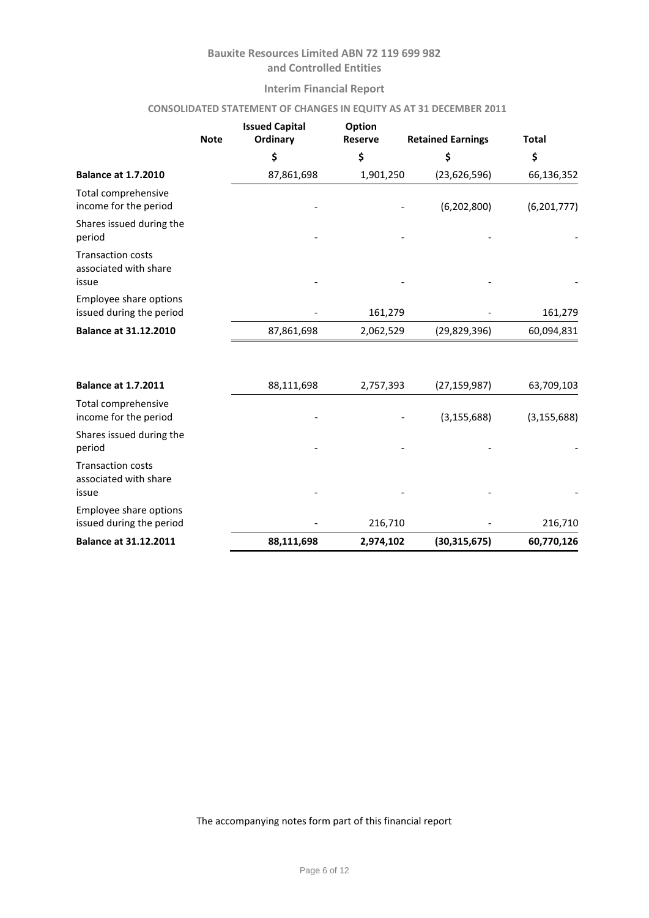# Bauxite Resources Limited ABN 72 119 699 982 and Controlled Entities

## Interim Financial Report

### CONSOLIDATED STATEMENT OF CHANGES IN EQUITY AS AT 31 DECEMBER 2011

| | Note | Issued Capital Ordinary | Option Reserve | Retained Earnings | Total |
|---|---|---|---|---|---|
| | | $ | $ | $ | $ |
| **Balance at 1.7.2010** | | 87,861,698 | 1,901,250 | (23,626,596) | 66,136,352 |
| Total comprehensive income for the period | | - | - | (6,202,800) | (6,201,777) |
| Shares issued during the period | | - | - | - | - |
| Transaction costs associated with share issue | | - | - | - | - |
| Employee share options issued during the period | | - | 161,279 | - | 161,279 |
| **Balance at 31.12.2010** | | 87,861,698 | 2,062,529 | (29,829,396) | 60,094,831 |
| | | | | | |
| **Balance at 1.7.2011** | | 88,111,698 | 2,757,393 | (27,159,987) | 63,709,103 |
| Total comprehensive income for the period | | - | - | (3,155,688) | (3,155,688) |
| Shares issued during the period | | - | - | - | - |
| Transaction costs associated with share issue | | - | - | - | - |
| Employee share options issued during the period | | - | 216,710 | - | 216,710 |
| **Balance at 31.12.2011** | | **88,111,698** | **2,974,102** | **(30,315,675)** | **60,770,126** |

The accompanying notes form part of this financial report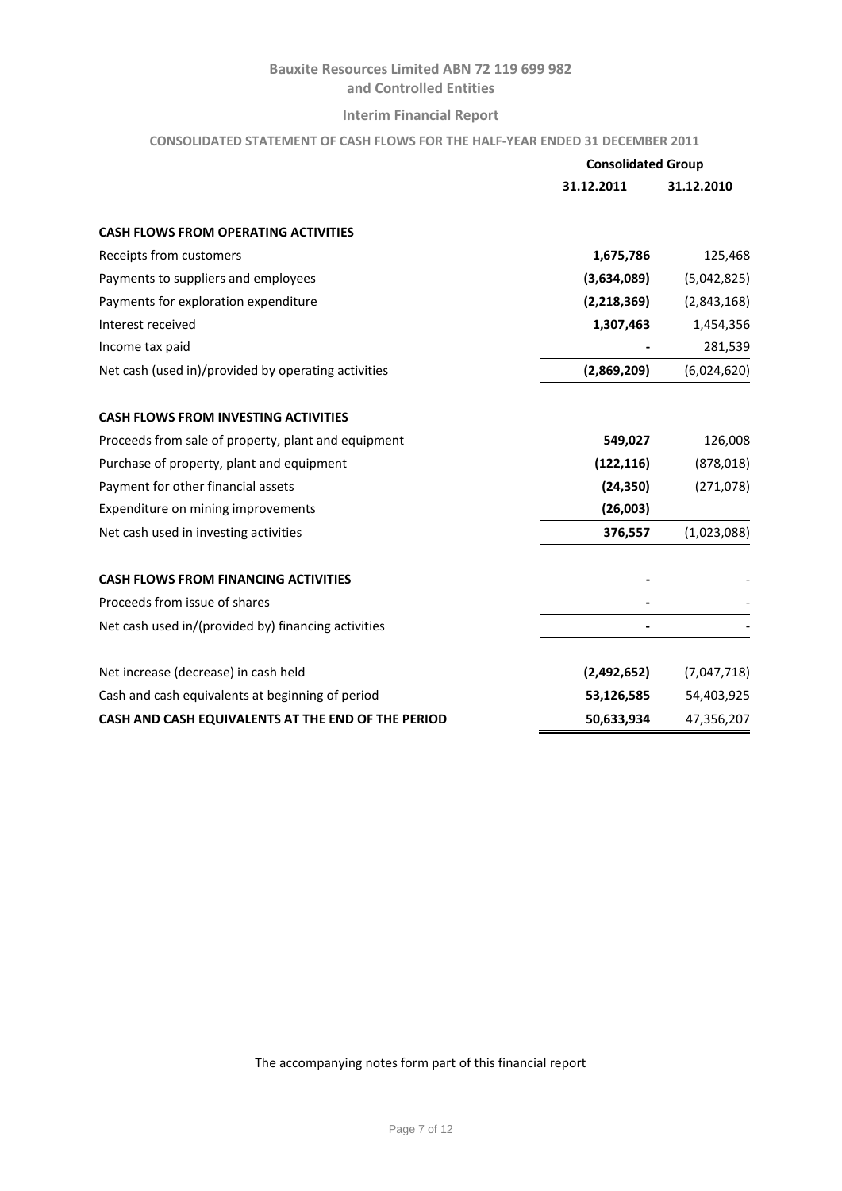# Bauxite Resources Limited ABN 72 119 699 982
## and Controlled Entities

### Interim Financial Report

#### CONSOLIDATED STATEMENT OF CASH FLOWS FOR THE HALF-YEAR ENDED 31 DECEMBER 2011

| | Consolidated Group | |
|---|---|---|
| | **31.12.2011** | **31.12.2010** |
| **CASH FLOWS FROM OPERATING ACTIVITIES** | | |
| Receipts from customers | **1,675,786** | 125,468 |
| Payments to suppliers and employees | **(3,634,089)** | (5,042,825) |
| Payments for exploration expenditure | **(2,218,369)** | (2,843,168) |
| Interest received | **1,307,463** | 1,454,356 |
| Income tax paid | **-** | 281,539 |
| Net cash (used in)/provided by operating activities | **(2,869,209)** | (6,024,620) |
| **CASH FLOWS FROM INVESTING ACTIVITIES** | | |
| Proceeds from sale of property, plant and equipment | **549,027** | 126,008 |
| Purchase of property, plant and equipment | **(122,116)** | (878,018) |
| Payment for other financial assets | **(24,350)** | (271,078) |
| Expenditure on mining improvements | **(26,003)** | |
| Net cash used in investing activities | **376,557** | (1,023,088) |
| **CASH FLOWS FROM FINANCING ACTIVITIES** | **-** | - |
| Proceeds from issue of shares | **-** | - |
| Net cash used in/(provided by) financing activities | **-** | - |
| Net increase (decrease) in cash held | **(2,492,652)** | (7,047,718) |
| Cash and cash equivalents at beginning of period | **53,126,585** | 54,403,925 |
| **CASH AND CASH EQUIVALENTS AT THE END OF THE PERIOD** | **50,633,934** | 47,356,207 |

The accompanying notes form part of this financial report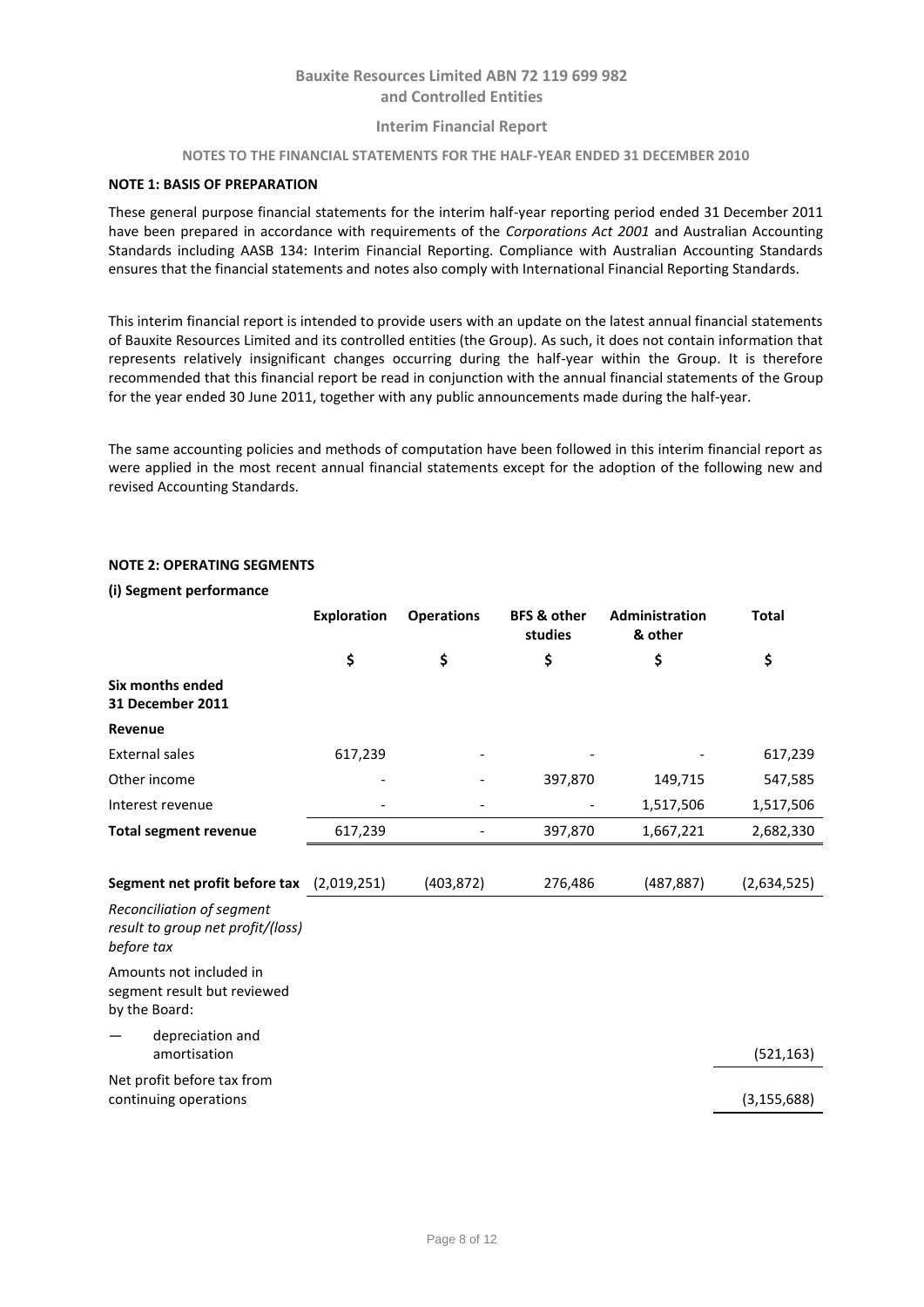# Bauxite Resources Limited ABN 72 119 699 982 and Controlled Entities

## Interim Financial Report

### NOTES TO THE FINANCIAL STATEMENTS FOR THE HALF-YEAR ENDED 31 DECEMBER 2010

**NOTE 1: BASIS OF PREPARATION**

These general purpose financial statements for the interim half-year reporting period ended 31 December 2011 have been prepared in accordance with requirements of the *Corporations Act 2001* and Australian Accounting Standards including AASB 134: Interim Financial Reporting. Compliance with Australian Accounting Standards ensures that the financial statements and notes also comply with International Financial Reporting Standards.

This interim financial report is intended to provide users with an update on the latest annual financial statements of Bauxite Resources Limited and its controlled entities (the Group). As such, it does not contain information that represents relatively insignificant changes occurring during the half-year within the Group. It is therefore recommended that this financial report be read in conjunction with the annual financial statements of the Group for the year ended 30 June 2011, together with any public announcements made during the half-year.

The same accounting policies and methods of computation have been followed in this interim financial report as were applied in the most recent annual financial statements except for the adoption of the following new and revised Accounting Standards.

**NOTE 2: OPERATING SEGMENTS**

**(i) Segment performance**

| | Exploration | Operations | BFS & other studies | Administration & other | Total |
|---|---|---|---|---|---|
| | $ | $ | $ | $ | $ |
| **Six months ended 31 December 2011** | | | | | |
| **Revenue** | | | | | |
| External sales | 617,239 | - | - | - | 617,239 |
| Other income | - | - | 397,870 | 149,715 | 547,585 |
| Interest revenue | - | - | - | 1,517,506 | 1,517,506 |
| **Total segment revenue** | 617,239 | - | 397,870 | 1,667,221 | 2,682,330 |
| **Segment net profit before tax** | (2,019,251) | (403,872) | 276,486 | (487,887) | (2,634,525) |
| *Reconciliation of segment result to group net profit/(loss) before tax* | | | | | |
| Amounts not included in segment result but reviewed by the Board: | | | | | |
| — depreciation and amortisation | | | | | (521,163) |
| Net profit before tax from continuing operations | | | | | (3,155,688) |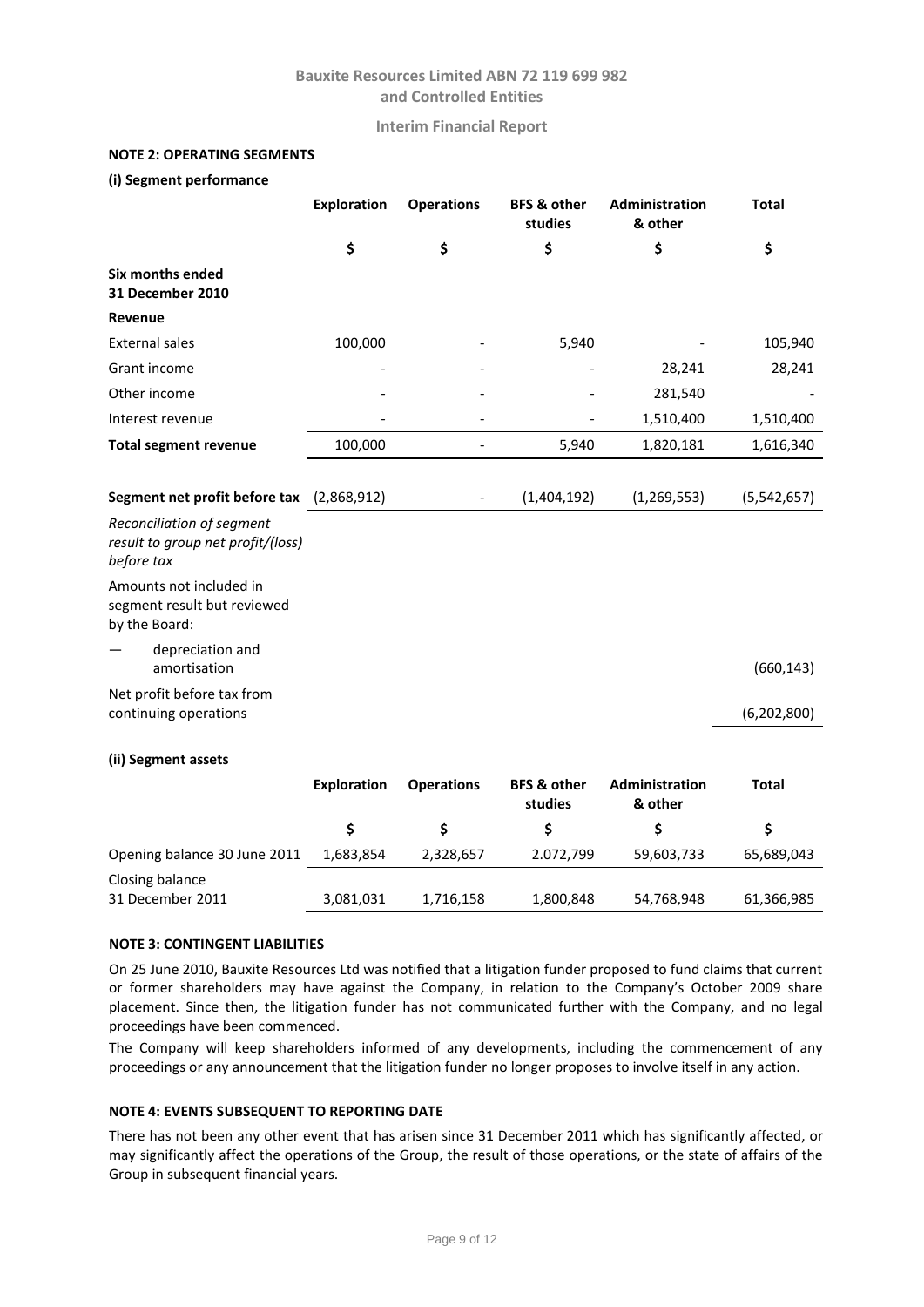**NOTE 2: OPERATING SEGMENTS**

**(i) Segment performance**

| | Exploration | Operations | BFS & other studies | Administration & other | Total |
|---|---|---|---|---|---|
| | $ | $ | $ | $ | $ |
| **Six months ended 31 December 2010** | | | | | |
| **Revenue** | | | | | |
| External sales | 100,000 | - | 5,940 | - | 105,940 |
| Grant income | - | - | - | 28,241 | 28,241 |
| Other income | - | - | - | 281,540 | - |
| Interest revenue | - | - | - | 1,510,400 | 1,510,400 |
| **Total segment revenue** | 100,000 | - | 5,940 | 1,820,181 | 1,616,340 |
| **Segment net profit before tax** | (2,868,912) | - | (1,404,192) | (1,269,553) | (5,542,657) |
| *Reconciliation of segment result to group net profit/(loss) before tax* | | | | | |
| Amounts not included in segment result but reviewed by the Board: | | | | | |
| — depreciation and amortisation | | | | | (660,143) |
| Net profit before tax from continuing operations | | | | | (6,202,800) |

**(ii) Segment assets**

| | Exploration | Operations | BFS & other studies | Administration & other | Total |
|---|---|---|---|---|---|
| | $ | $ | $ | $ | $ |
| Opening balance 30 June 2011 | 1,683,854 | 2,328,657 | 2.072,799 | 59,603,733 | 65,689,043 |
| Closing balance 31 December 2011 | 3,081,031 | 1,716,158 | 1,800,848 | 54,768,948 | 61,366,985 |

**NOTE 3: CONTINGENT LIABILITIES**

On 25 June 2010, Bauxite Resources Ltd was notified that a litigation funder proposed to fund claims that current or former shareholders may have against the Company, in relation to the Company's October 2009 share placement. Since then, the litigation funder has not communicated further with the Company, and no legal proceedings have been commenced.

The Company will keep shareholders informed of any developments, including the commencement of any proceedings or any announcement that the litigation funder no longer proposes to involve itself in any action.

**NOTE 4: EVENTS SUBSEQUENT TO REPORTING DATE**

There has not been any other event that has arisen since 31 December 2011 which has significantly affected, or may significantly affect the operations of the Group, the result of those operations, or the state of affairs of the Group in subsequent financial years.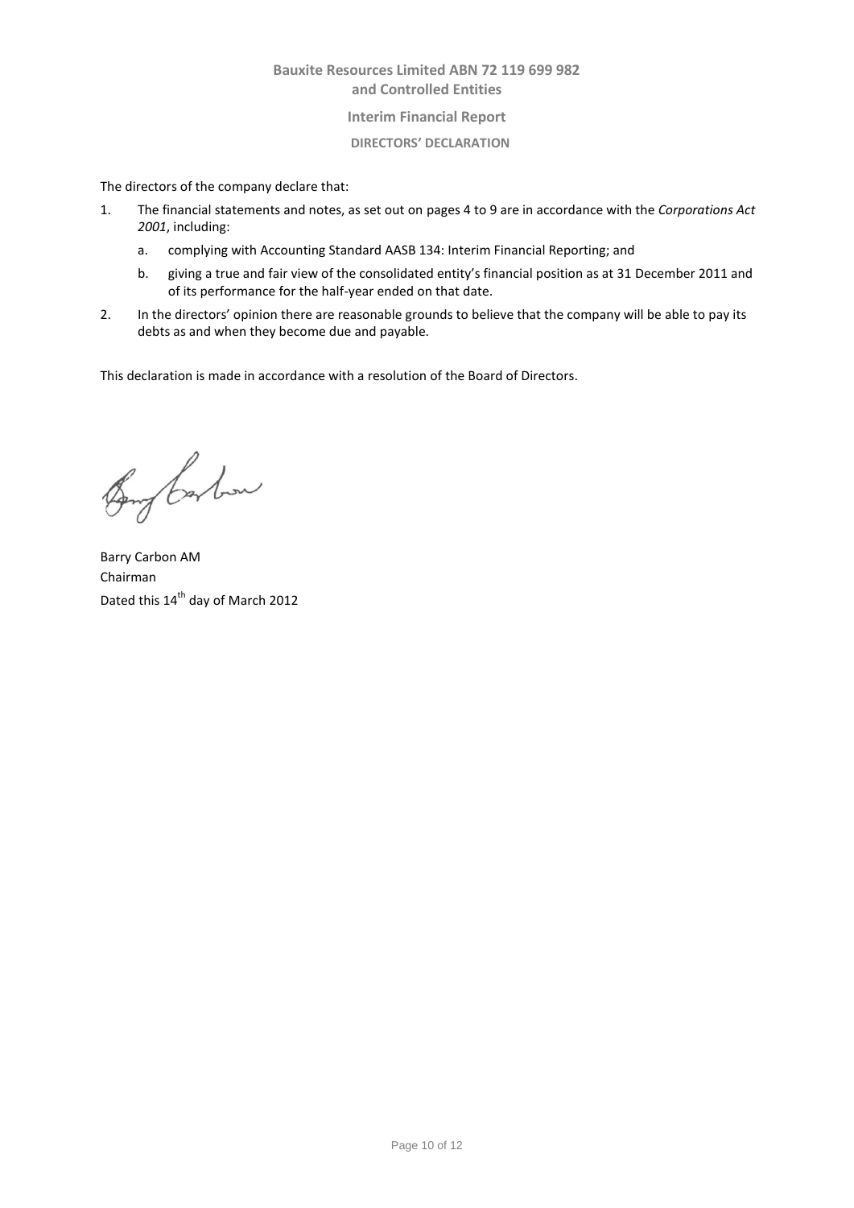**Bauxite Resources Limited ABN 72 119 699 982**
**and Controlled Entities**

**Interim Financial Report**

**DIRECTORS' DECLARATION**

The directors of the company declare that:

1. The financial statements and notes, as set out on pages 4 to 9 are in accordance with the *Corporations Act 2001*, including:
   a. complying with Accounting Standard AASB 134: Interim Financial Reporting; and
   b. giving a true and fair view of the consolidated entity's financial position as at 31 December 2011 and of its performance for the half-year ended on that date.
2. In the directors' opinion there are reasonable grounds to believe that the company will be able to pay its debts as and when they become due and payable.

This declaration is made in accordance with a resolution of the Board of Directors.

Barry Carbon AM
Chairman
Dated this 14th day of March 2012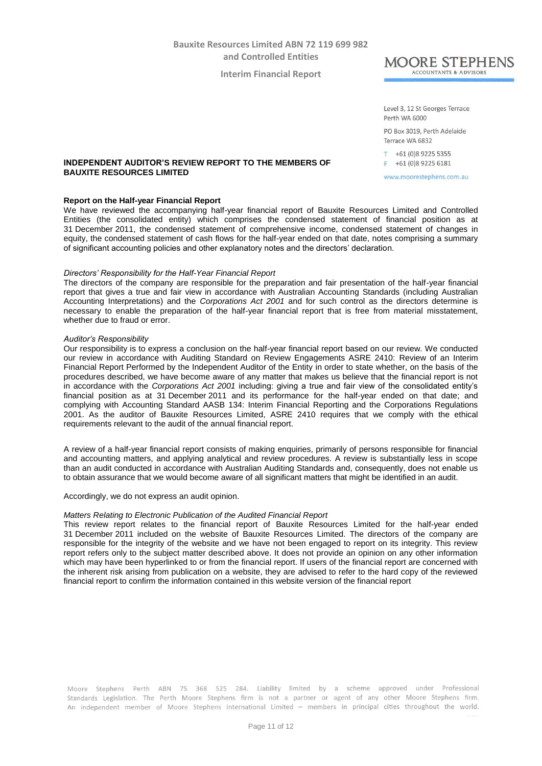**MOORE STEPHENS**
ACCOUNTANTS & ADVISORS

Level 3, 12 St Georges Terrace
Perth WA 6000

PO Box 3019, Perth Adelaide Terrace WA 6832

T +61 (0)8 9225 5355
F +61 (0)8 9225 6181

www.moorestephens.com.au

**INDEPENDENT AUDITOR'S REVIEW REPORT TO THE MEMBERS OF BAUXITE RESOURCES LIMITED**

**Report on the Half-year Financial Report**

We have reviewed the accompanying half-year financial report of Bauxite Resources Limited and Controlled Entities (the consolidated entity) which comprises the condensed statement of financial position as at 31 December 2011, the condensed statement of comprehensive income, condensed statement of changes in equity, the condensed statement of cash flows for the half-year ended on that date, notes comprising a summary of significant accounting policies and other explanatory notes and the directors' declaration.

*Directors' Responsibility for the Half-Year Financial Report*

The directors of the company are responsible for the preparation and fair presentation of the half-year financial report that gives a true and fair view in accordance with Australian Accounting Standards (including Australian Accounting Interpretations) and the *Corporations Act 2001* and for such control as the directors determine is necessary to enable the preparation of the half-year financial report that is free from material misstatement, whether due to fraud or error.

*Auditor's Responsibility*

Our responsibility is to express a conclusion on the half-year financial report based on our review. We conducted our review in accordance with Auditing Standard on Review Engagements ASRE 2410: Review of an Interim Financial Report Performed by the Independent Auditor of the Entity in order to state whether, on the basis of the procedures described, we have become aware of any matter that makes us believe that the financial report is not in accordance with the *Corporations Act 2001* including: giving a true and fair view of the consolidated entity's financial position as at 31 December 2011 and its performance for the half-year ended on that date; and complying with Accounting Standard AASB 134: Interim Financial Reporting and the Corporations Regulations 2001. As the auditor of Bauxite Resources Limited, ASRE 2410 requires that we comply with the ethical requirements relevant to the audit of the annual financial report.

A review of a half-year financial report consists of making enquiries, primarily of persons responsible for financial and accounting matters, and applying analytical and review procedures. A review is substantially less in scope than an audit conducted in accordance with Australian Auditing Standards and, consequently, does not enable us to obtain assurance that we would become aware of all significant matters that might be identified in an audit.

Accordingly, we do not express an audit opinion.

*Matters Relating to Electronic Publication of the Audited Financial Report*

This review report relates to the financial report of Bauxite Resources Limited for the half-year ended 31 December 2011 included on the website of Bauxite Resources Limited. The directors of the company are responsible for the integrity of the website and we have not been engaged to report on its integrity. This review report refers only to the subject matter described above. It does not provide an opinion on any other information which may have been hyperlinked to or from the financial report. If users of the financial report are concerned with the inherent risk arising from publication on a website, they are advised to refer to the hard copy of the reviewed financial report to confirm the information contained in this website version of the financial report

Moore Stephens Perth ABN 75 368 525 284. Liability limited by a scheme approved under Professional Standards Legislation. The Perth Moore Stephens firm is not a partner or agent of any other Moore Stephens firm. An independent member of Moore Stephens International Limited – members in principal cities throughout the world.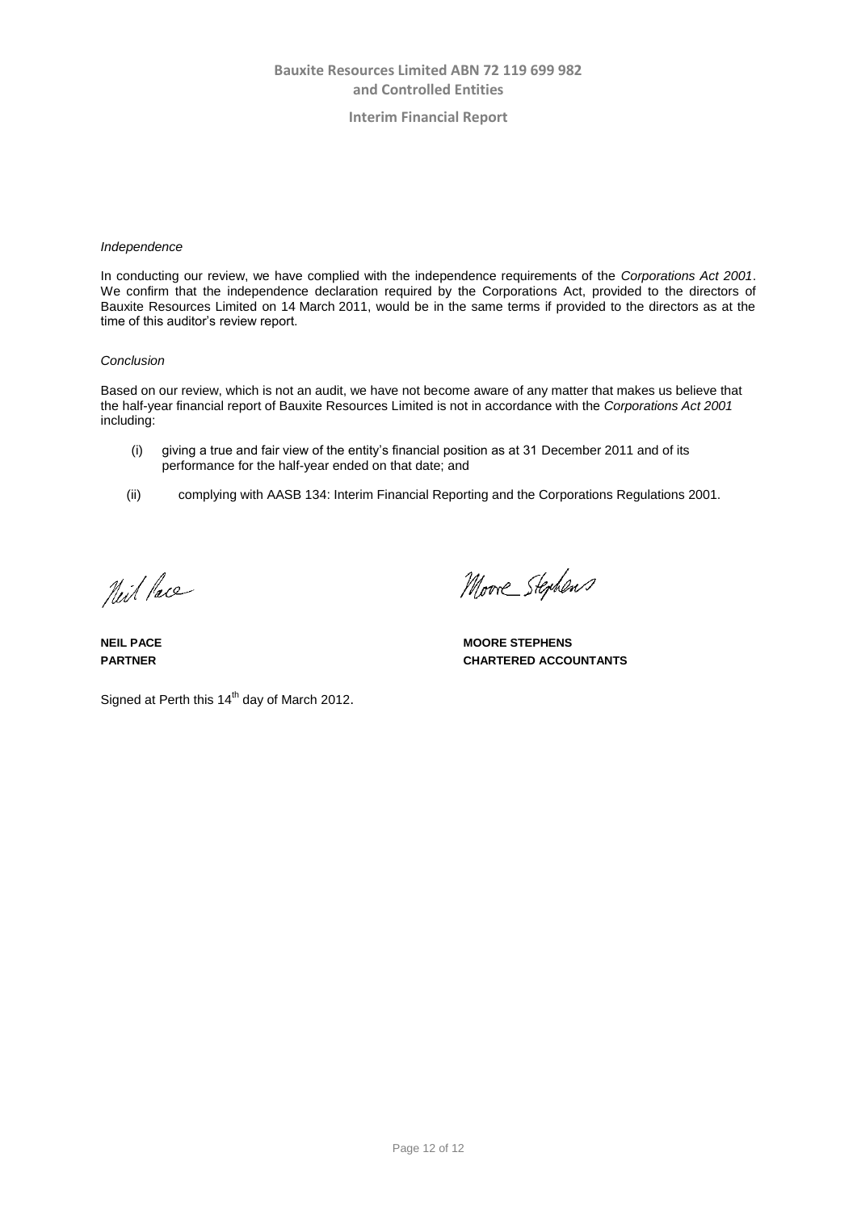*Independence*

In conducting our review, we have complied with the independence requirements of the *Corporations Act 2001*. We confirm that the independence declaration required by the Corporations Act, provided to the directors of Bauxite Resources Limited on 14 March 2011, would be in the same terms if provided to the directors as at the time of this auditor's review report.

*Conclusion*

Based on our review, which is not an audit, we have not become aware of any matter that makes us believe that the half-year financial report of Bauxite Resources Limited is not in accordance with the *Corporations Act 2001* including:

(i) giving a true and fair view of the entity's financial position as at 31 December 2011 and of its performance for the half-year ended on that date; and

(ii) complying with AASB 134: Interim Financial Reporting and the Corporations Regulations 2001.

**NEIL PACE**
**PARTNER**

**MOORE STEPHENS**
**CHARTERED ACCOUNTANTS**

Signed at Perth this 14th day of March 2012.